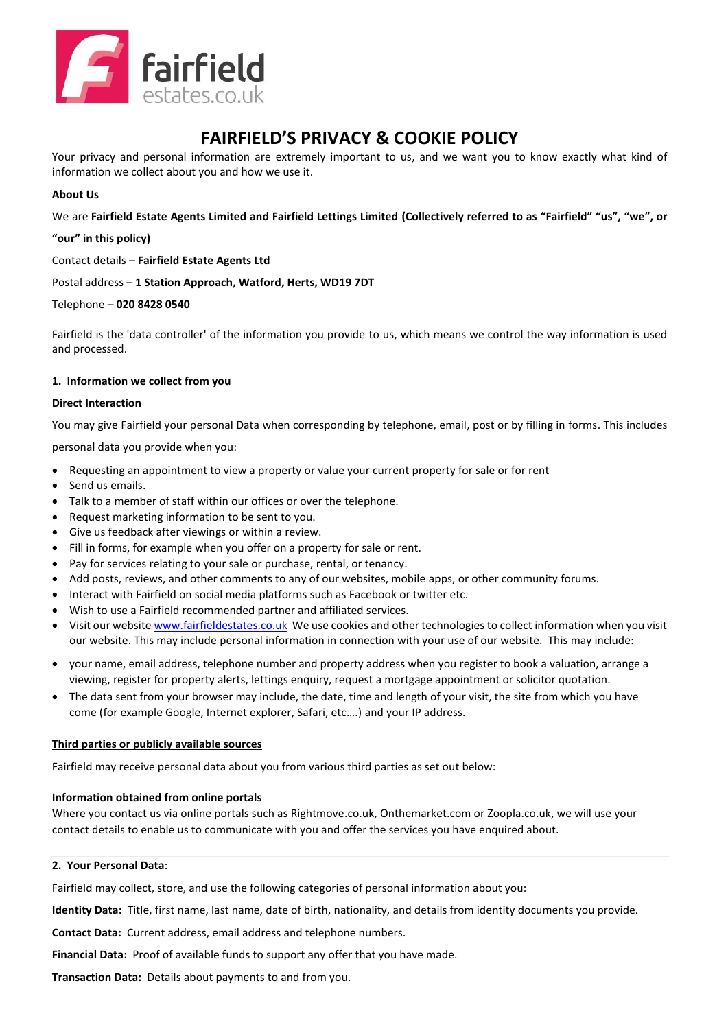# FAIRFIELD'S PRIVACY & COOKIE POLICY

Your privacy and personal information are extremely important to us, and we want you to know exactly what kind of information we collect about you and how we use it.

**About Us**

We are **Fairfield Estate Agents Limited and Fairfield Lettings Limited (Collectively referred to as "Fairfield" "us", "we", or "our" in this policy)**

Contact details – **Fairfield Estate Agents Ltd**

Postal address – **1 Station Approach, Watford, Herts, WD19 7DT**

Telephone – **020 8428 0540**

Fairfield is the 'data controller' of the information you provide to us, which means we control the way information is used and processed.

## 1. Information we collect from you

**Direct Interaction**

You may give Fairfield your personal Data when corresponding by telephone, email, post or by filling in forms. This includes personal data you provide when you:

- Requesting an appointment to view a property or value your current property for sale or for rent
- Send us emails.
- Talk to a member of staff within our offices or over the telephone.
- Request marketing information to be sent to you.
- Give us feedback after viewings or within a review.
- Fill in forms, for example when you offer on a property for sale or rent.
- Pay for services relating to your sale or purchase, rental, or tenancy.
- Add posts, reviews, and other comments to any of our websites, mobile apps, or other community forums.
- Interact with Fairfield on social media platforms such as Facebook or twitter etc.
- Wish to use a Fairfield recommended partner and affiliated services.
- Visit our website www.fairfieldestates.co.uk We use cookies and other technologies to collect information when you visit our website. This may include personal information in connection with your use of our website. This may include:
- your name, email address, telephone number and property address when you register to book a valuation, arrange a viewing, register for property alerts, lettings enquiry, request a mortgage appointment or solicitor quotation.
- The data sent from your browser may include, the date, time and length of your visit, the site from which you have come (for example Google, Internet explorer, Safari, etc….) and your IP address.

**Third parties or publicly available sources**

Fairfield may receive personal data about you from various third parties as set out below:

**Information obtained from online portals**

Where you contact us via online portals such as Rightmove.co.uk, Onthemarket.com or Zoopla.co.uk, we will use your contact details to enable us to communicate with you and offer the services you have enquired about.

## 2. Your Personal Data:

Fairfield may collect, store, and use the following categories of personal information about you:

**Identity Data:** Title, first name, last name, date of birth, nationality, and details from identity documents you provide.

**Contact Data:** Current address, email address and telephone numbers.

**Financial Data:** Proof of available funds to support any offer that you have made.

**Transaction Data:** Details about payments to and from you.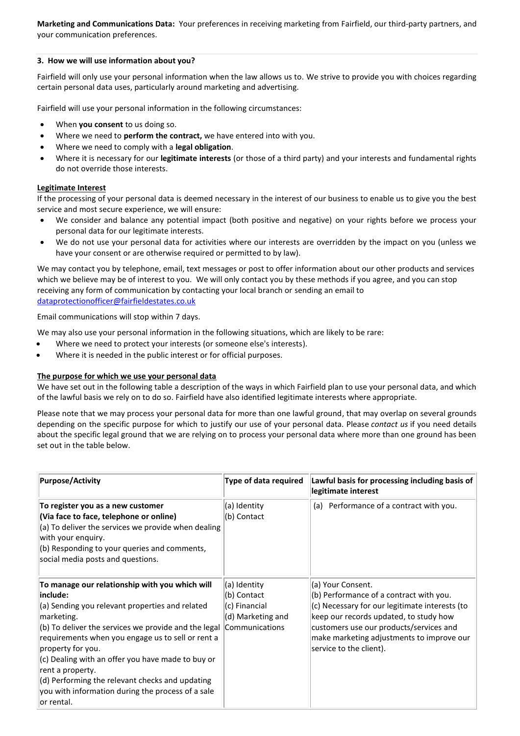**Marketing and Communications Data:** Your preferences in receiving marketing from Fairfield, our third-party partners, and your communication preferences.

### 3. How we will use information about you?

Fairfield will only use your personal information when the law allows us to. We strive to provide you with choices regarding certain personal data uses, particularly around marketing and advertising.

Fairfield will use your personal information in the following circumstances:

- When **you consent** to us doing so.
- Where we need to **perform the contract,** we have entered into with you.
- Where we need to comply with a **legal obligation**.
- Where it is necessary for our **legitimate interests** (or those of a third party) and your interests and fundamental rights do not override those interests.

**Legitimate Interest**

If the processing of your personal data is deemed necessary in the interest of our business to enable us to give you the best service and most secure experience, we will ensure:

- We consider and balance any potential impact (both positive and negative) on your rights before we process your personal data for our legitimate interests.
- We do not use your personal data for activities where our interests are overridden by the impact on you (unless we have your consent or are otherwise required or permitted to by law).

We may contact you by telephone, email, text messages or post to offer information about our other products and services which we believe may be of interest to you. We will only contact you by these methods if you agree, and you can stop receiving any form of communication by contacting your local branch or sending an email to dataprotectionofficer@fairfieldestates.co.uk

Email communications will stop within 7 days.

We may also use your personal information in the following situations, which are likely to be rare:

- Where we need to protect your interests (or someone else's interests).
- Where it is needed in the public interest or for official purposes.

**The purpose for which we use your personal data**

We have set out in the following table a description of the ways in which Fairfield plan to use your personal data, and which of the lawful basis we rely on to do so. Fairfield have also identified legitimate interests where appropriate.

Please note that we may process your personal data for more than one lawful ground, that may overlap on several grounds depending on the specific purpose for which to justify our use of your personal data. Please *contact us* if you need details about the specific legal ground that we are relying on to process your personal data where more than one ground has been set out in the table below.

| Purpose/Activity | Type of data required | Lawful basis for processing including basis of legitimate interest |
|---|---|---|
| **To register you as a new customer (Via face to face, telephone or online)**<br>(a) To deliver the services we provide when dealing with your enquiry.<br>(b) Responding to your queries and comments, social media posts and questions. | (a) Identity<br>(b) Contact | (a) Performance of a contract with you. |
| **To manage our relationship with you which will include:**<br>(a) Sending you relevant properties and related marketing.<br>(b) To deliver the services we provide and the legal requirements when you engage us to sell or rent a property for you.<br>(c) Dealing with an offer you have made to buy or rent a property.<br>(d) Performing the relevant checks and updating you with information during the process of a sale or rental. | (a) Identity<br>(b) Contact<br>(c) Financial<br>(d) Marketing and Communications | (a) Your Consent.<br>(b) Performance of a contract with you.<br>(c) Necessary for our legitimate interests (to keep our records updated, to study how customers use our products/services and make marketing adjustments to improve our service to the client). |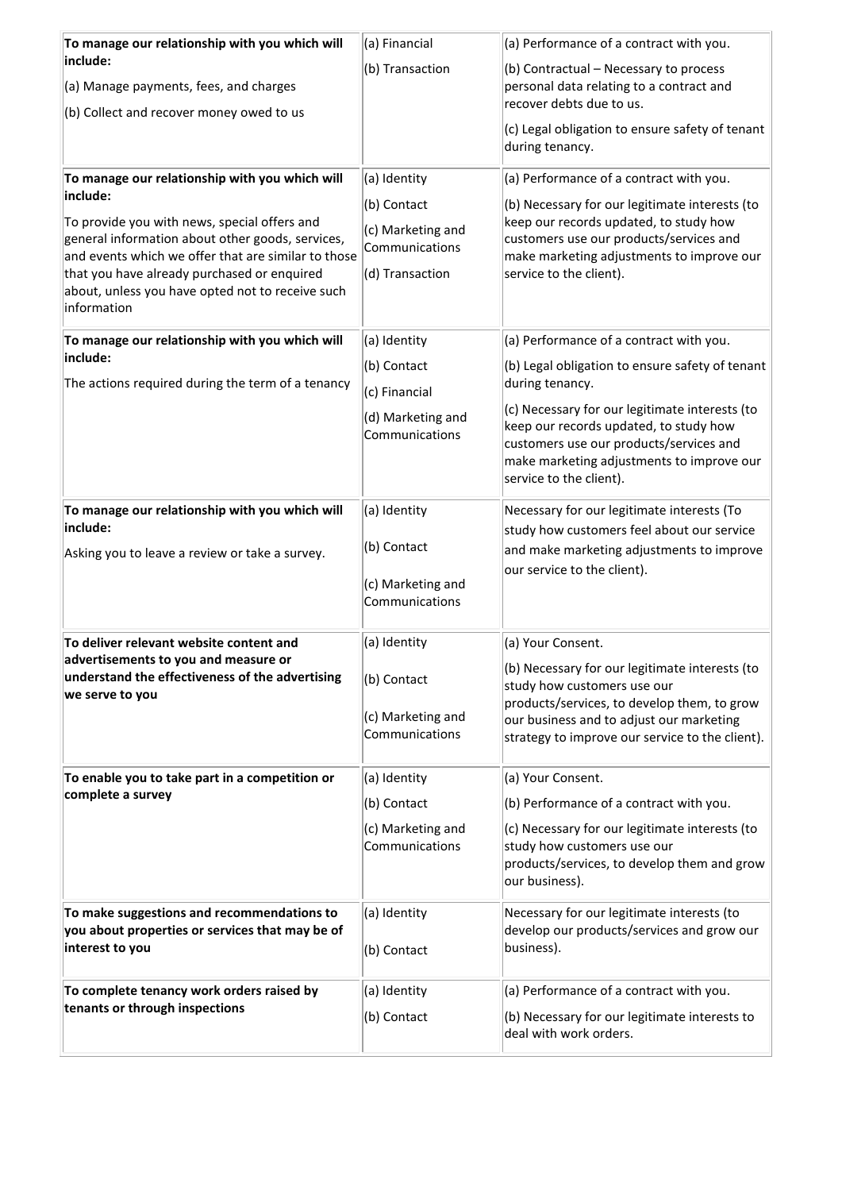| | | |
|---|---|---|
| **To manage our relationship with you which will include:** (a) Manage payments, fees, and charges (b) Collect and recover money owed to us | (a) Financial (b) Transaction | (a) Performance of a contract with you. (b) Contractual – Necessary to process personal data relating to a contract and recover debts due to us. (c) Legal obligation to ensure safety of tenant during tenancy. |
| **To manage our relationship with you which will include:** To provide you with news, special offers and general information about other goods, services, and events which we offer that are similar to those that you have already purchased or enquired about, unless you have opted not to receive such information | (a) Identity (b) Contact (c) Marketing and Communications (d) Transaction | (a) Performance of a contract with you. (b) Necessary for our legitimate interests (to keep our records updated, to study how customers use our products/services and make marketing adjustments to improve our service to the client). |
| **To manage our relationship with you which will include:** The actions required during the term of a tenancy | (a) Identity (b) Contact (c) Financial (d) Marketing and Communications | (a) Performance of a contract with you. (b) Legal obligation to ensure safety of tenant during tenancy. (c) Necessary for our legitimate interests (to keep our records updated, to study how customers use our products/services and make marketing adjustments to improve our service to the client). |
| **To manage our relationship with you which will include:** Asking you to leave a review or take a survey. | (a) Identity (b) Contact (c) Marketing and Communications | Necessary for our legitimate interests (To study how customers feel about our service and make marketing adjustments to improve our service to the client). |
| **To deliver relevant website content and advertisements to you and measure or understand the effectiveness of the advertising we serve to you** | (a) Identity (b) Contact (c) Marketing and Communications | (a) Your Consent. (b) Necessary for our legitimate interests (to study how customers use our products/services, to develop them, to grow our business and to adjust our marketing strategy to improve our service to the client). |
| **To enable you to take part in a competition or complete a survey** | (a) Identity (b) Contact (c) Marketing and Communications | (a) Your Consent. (b) Performance of a contract with you. (c) Necessary for our legitimate interests (to study how customers use our products/services, to develop them and grow our business). |
| **To make suggestions and recommendations to you about properties or services that may be of interest to you** | (a) Identity (b) Contact | Necessary for our legitimate interests (to develop our products/services and grow our business). |
| **To complete tenancy work orders raised by tenants or through inspections** | (a) Identity (b) Contact | (a) Performance of a contract with you. (b) Necessary for our legitimate interests to deal with work orders. |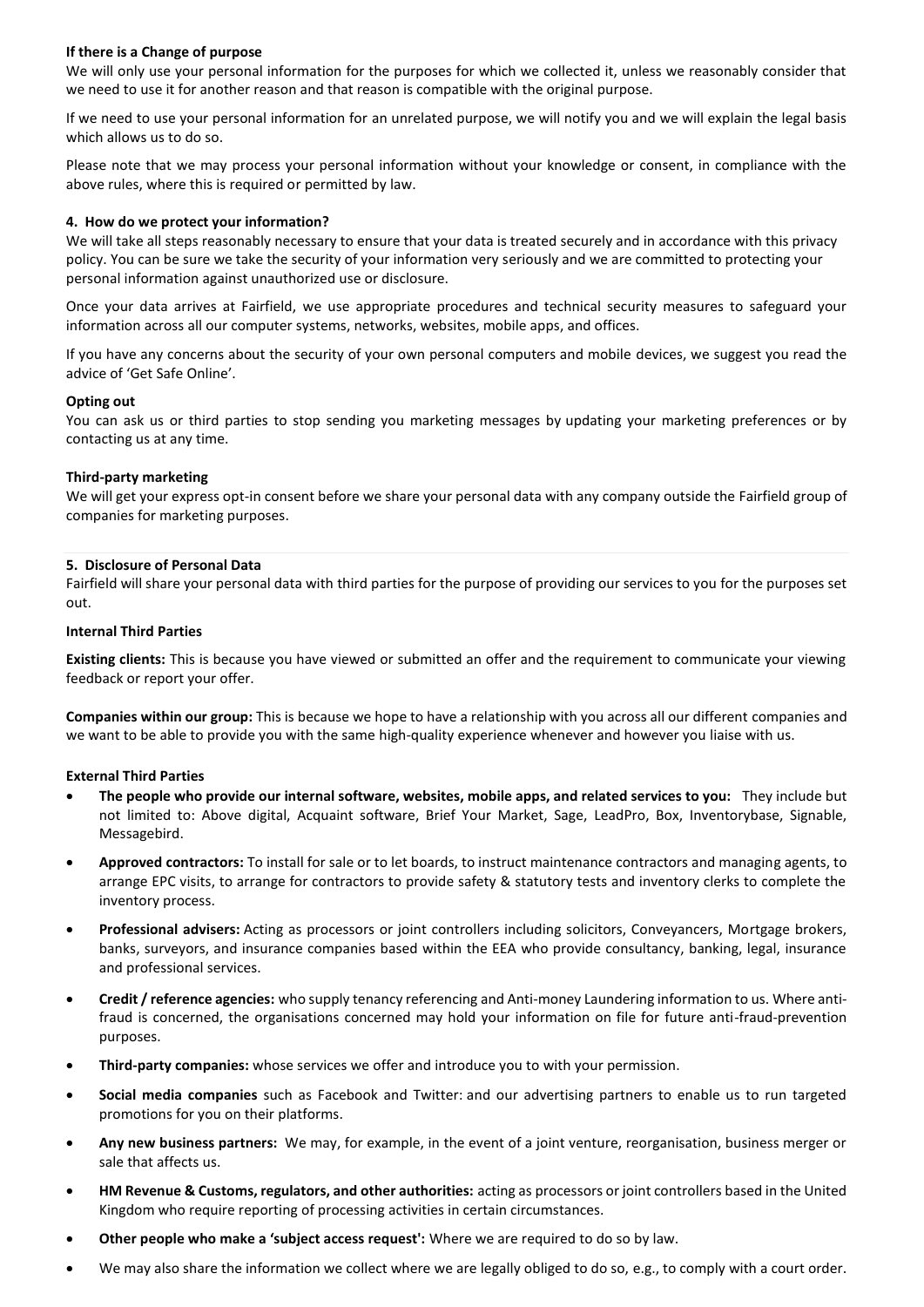**If there is a Change of purpose**

We will only use your personal information for the purposes for which we collected it, unless we reasonably consider that we need to use it for another reason and that reason is compatible with the original purpose.

If we need to use your personal information for an unrelated purpose, we will notify you and we will explain the legal basis which allows us to do so.

Please note that we may process your personal information without your knowledge or consent, in compliance with the above rules, where this is required or permitted by law.

**4. How do we protect your information?**

We will take all steps reasonably necessary to ensure that your data is treated securely and in accordance with this privacy policy. You can be sure we take the security of your information very seriously and we are committed to protecting your personal information against unauthorized use or disclosure.

Once your data arrives at Fairfield, we use appropriate procedures and technical security measures to safeguard your information across all our computer systems, networks, websites, mobile apps, and offices.

If you have any concerns about the security of your own personal computers and mobile devices, we suggest you read the advice of 'Get Safe Online'.

**Opting out**

You can ask us or third parties to stop sending you marketing messages by updating your marketing preferences or by contacting us at any time.

**Third-party marketing**

We will get your express opt-in consent before we share your personal data with any company outside the Fairfield group of companies for marketing purposes.

**5. Disclosure of Personal Data**

Fairfield will share your personal data with third parties for the purpose of providing our services to you for the purposes set out.

**Internal Third Parties**

**Existing clients:** This is because you have viewed or submitted an offer and the requirement to communicate your viewing feedback or report your offer.

**Companies within our group:** This is because we hope to have a relationship with you across all our different companies and we want to be able to provide you with the same high-quality experience whenever and however you liaise with us.

**External Third Parties**

- **The people who provide our internal software, websites, mobile apps, and related services to you:** They include but not limited to: Above digital, Acquaint software, Brief Your Market, Sage, LeadPro, Box, Inventorybase, Signable, Messagebird.
- **Approved contractors:** To install for sale or to let boards, to instruct maintenance contractors and managing agents, to arrange EPC visits, to arrange for contractors to provide safety & statutory tests and inventory clerks to complete the inventory process.
- **Professional advisers:** Acting as processors or joint controllers including solicitors, Conveyancers, Mortgage brokers, banks, surveyors, and insurance companies based within the EEA who provide consultancy, banking, legal, insurance and professional services.
- **Credit / reference agencies:** who supply tenancy referencing and Anti-money Laundering information to us. Where anti-fraud is concerned, the organisations concerned may hold your information on file for future anti-fraud-prevention purposes.
- **Third-party companies:** whose services we offer and introduce you to with your permission.
- **Social media companies** such as Facebook and Twitter: and our advertising partners to enable us to run targeted promotions for you on their platforms.
- **Any new business partners:** We may, for example, in the event of a joint venture, reorganisation, business merger or sale that affects us.
- **HM Revenue & Customs, regulators, and other authorities:** acting as processors or joint controllers based in the United Kingdom who require reporting of processing activities in certain circumstances.
- **Other people who make a 'subject access request':** Where we are required to do so by law.
- We may also share the information we collect where we are legally obliged to do so, e.g., to comply with a court order.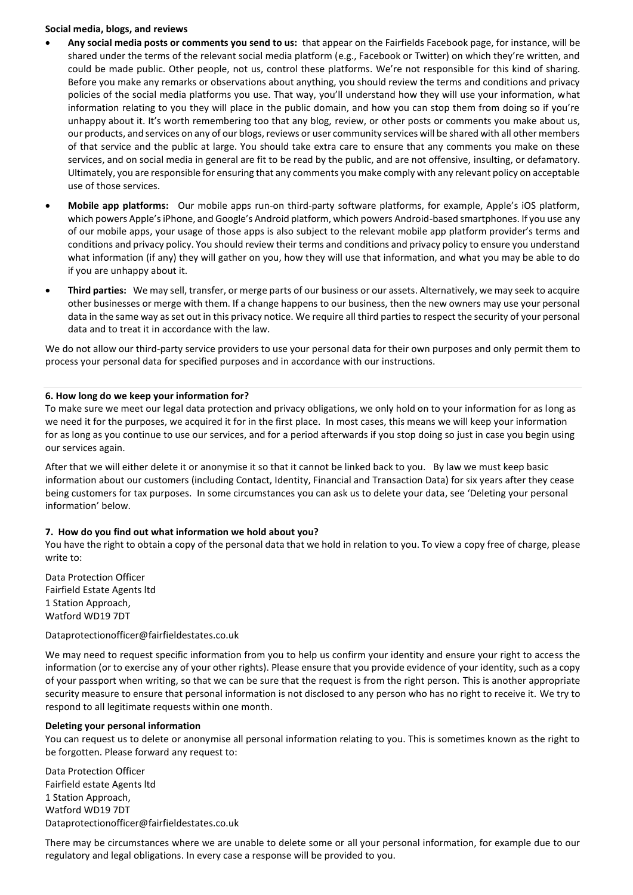**Social media, blogs, and reviews**

- **Any social media posts or comments you send to us:** that appear on the Fairfields Facebook page, for instance, will be shared under the terms of the relevant social media platform (e.g., Facebook or Twitter) on which they're written, and could be made public. Other people, not us, control these platforms. We're not responsible for this kind of sharing. Before you make any remarks or observations about anything, you should review the terms and conditions and privacy policies of the social media platforms you use. That way, you'll understand how they will use your information, what information relating to you they will place in the public domain, and how you can stop them from doing so if you're unhappy about it. It's worth remembering too that any blog, review, or other posts or comments you make about us, our products, and services on any of our blogs, reviews or user community services will be shared with all other members of that service and the public at large. You should take extra care to ensure that any comments you make on these services, and on social media in general are fit to be read by the public, and are not offensive, insulting, or defamatory. Ultimately, you are responsible for ensuring that any comments you make comply with any relevant policy on acceptable use of those services.
- **Mobile app platforms:** Our mobile apps run-on third-party software platforms, for example, Apple's iOS platform, which powers Apple's iPhone, and Google's Android platform, which powers Android-based smartphones. If you use any of our mobile apps, your usage of those apps is also subject to the relevant mobile app platform provider's terms and conditions and privacy policy. You should review their terms and conditions and privacy policy to ensure you understand what information (if any) they will gather on you, how they will use that information, and what you may be able to do if you are unhappy about it.
- **Third parties:** We may sell, transfer, or merge parts of our business or our assets. Alternatively, we may seek to acquire other businesses or merge with them. If a change happens to our business, then the new owners may use your personal data in the same way as set out in this privacy notice. We require all third parties to respect the security of your personal data and to treat it in accordance with the law.

We do not allow our third-party service providers to use your personal data for their own purposes and only permit them to process your personal data for specified purposes and in accordance with our instructions.

---

**6. How long do we keep your information for?**

To make sure we meet our legal data protection and privacy obligations, we only hold on to your information for as long as we need it for the purposes, we acquired it for in the first place. In most cases, this means we will keep your information for as long as you continue to use our services, and for a period afterwards if you stop doing so just in case you begin using our services again.

After that we will either delete it or anonymise it so that it cannot be linked back to you. By law we must keep basic information about our customers (including Contact, Identity, Financial and Transaction Data) for six years after they cease being customers for tax purposes. In some circumstances you can ask us to delete your data, see 'Deleting your personal information' below.

**7. How do you find out what information we hold about you?**

You have the right to obtain a copy of the personal data that we hold in relation to you. To view a copy free of charge, please write to:

Data Protection Officer
Fairfield Estate Agents ltd
1 Station Approach,
Watford WD19 7DT

Dataprotectionofficer@fairfieldestates.co.uk

We may need to request specific information from you to help us confirm your identity and ensure your right to access the information (or to exercise any of your other rights). Please ensure that you provide evidence of your identity, such as a copy of your passport when writing, so that we can be sure that the request is from the right person. This is another appropriate security measure to ensure that personal information is not disclosed to any person who has no right to receive it. We try to respond to all legitimate requests within one month.

**Deleting your personal information**

You can request us to delete or anonymise all personal information relating to you. This is sometimes known as the right to be forgotten. Please forward any request to:

Data Protection Officer
Fairfield estate Agents ltd
1 Station Approach,
Watford WD19 7DT
Dataprotectionofficer@fairfieldestates.co.uk

There may be circumstances where we are unable to delete some or all your personal information, for example due to our regulatory and legal obligations. In every case a response will be provided to you.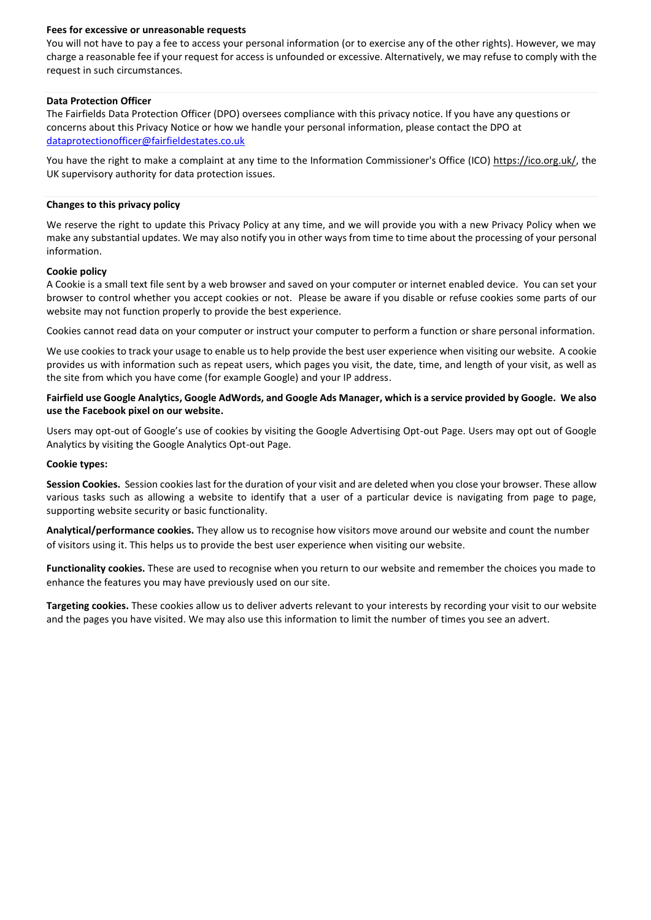**Fees for excessive or unreasonable requests**

You will not have to pay a fee to access your personal information (or to exercise any of the other rights). However, we may charge a reasonable fee if your request for access is unfounded or excessive. Alternatively, we may refuse to comply with the request in such circumstances.

**Data Protection Officer**

The Fairfields Data Protection Officer (DPO) oversees compliance with this privacy notice. If you have any questions or concerns about this Privacy Notice or how we handle your personal information, please contact the DPO at dataprotectionofficer@fairfieldestates.co.uk

You have the right to make a complaint at any time to the Information Commissioner's Office (ICO) https://ico.org.uk/, the UK supervisory authority for data protection issues.

**Changes to this privacy policy**

We reserve the right to update this Privacy Policy at any time, and we will provide you with a new Privacy Policy when we make any substantial updates. We may also notify you in other ways from time to time about the processing of your personal information.

**Cookie policy**

A Cookie is a small text file sent by a web browser and saved on your computer or internet enabled device. You can set your browser to control whether you accept cookies or not. Please be aware if you disable or refuse cookies some parts of our website may not function properly to provide the best experience.

Cookies cannot read data on your computer or instruct your computer to perform a function or share personal information.

We use cookies to track your usage to enable us to help provide the best user experience when visiting our website. A cookie provides us with information such as repeat users, which pages you visit, the date, time, and length of your visit, as well as the site from which you have come (for example Google) and your IP address.

**Fairfield use Google Analytics, Google AdWords, and Google Ads Manager, which is a service provided by Google. We also use the Facebook pixel on our website.**

Users may opt-out of Google's use of cookies by visiting the Google Advertising Opt-out Page. Users may opt out of Google Analytics by visiting the Google Analytics Opt-out Page.

**Cookie types:**

**Session Cookies.** Session cookies last for the duration of your visit and are deleted when you close your browser. These allow various tasks such as allowing a website to identify that a user of a particular device is navigating from page to page, supporting website security or basic functionality.

**Analytical/performance cookies.** They allow us to recognise how visitors move around our website and count the number of visitors using it. This helps us to provide the best user experience when visiting our website.

**Functionality cookies.** These are used to recognise when you return to our website and remember the choices you made to enhance the features you may have previously used on our site.

**Targeting cookies.** These cookies allow us to deliver adverts relevant to your interests by recording your visit to our website and the pages you have visited. We may also use this information to limit the number of times you see an advert.